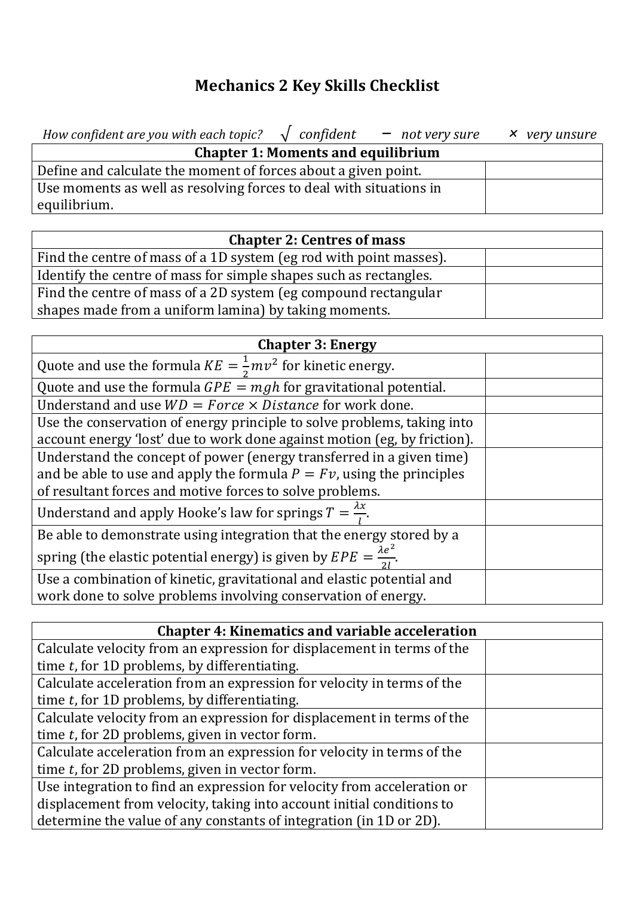# Mechanics 2 Key Skills Checklist

*How confident are you with each topic?* √ *confident* – *not very sure* × *very unsure*

| Chapter 1: Moments and equilibrium | |
|---|---|
| Define and calculate the moment of forces about a given point. | |
| Use moments as well as resolving forces to deal with situations in equilibrium. | |

| Chapter 2: Centres of mass | |
|---|---|
| Find the centre of mass of a 1D system (eg rod with point masses). | |
| Identify the centre of mass for simple shapes such as rectangles. | |
| Find the centre of mass of a 2D system (eg compound rectangular shapes made from a uniform lamina) by taking moments. | |

| Chapter 3: Energy | |
|---|---|
| Quote and use the formula $KE = \frac{1}{2}mv^2$ for kinetic energy. | |
| Quote and use the formula $GPE = mgh$ for gravitational potential. | |
| Understand and use $WD = Force \times Distance$ for work done. | |
| Use the conservation of energy principle to solve problems, taking into account energy 'lost' due to work done against motion (eg, by friction). | |
| Understand the concept of power (energy transferred in a given time) and be able to use and apply the formula $P = Fv$, using the principles of resultant forces and motive forces to solve problems. | |
| Understand and apply Hooke's law for springs $T = \frac{\lambda x}{l}$. | |
| Be able to demonstrate using integration that the energy stored by a spring (the elastic potential energy) is given by $EPE = \frac{\lambda e^2}{2l}$. | |
| Use a combination of kinetic, gravitational and elastic potential and work done to solve problems involving conservation of energy. | |

| Chapter 4: Kinematics and variable acceleration | |
|---|---|
| Calculate velocity from an expression for displacement in terms of the time $t$, for 1D problems, by differentiating. | |
| Calculate acceleration from an expression for velocity in terms of the time $t$, for 1D problems, by differentiating. | |
| Calculate velocity from an expression for displacement in terms of the time $t$, for 2D problems, given in vector form. | |
| Calculate acceleration from an expression for velocity in terms of the time $t$, for 2D problems, given in vector form. | |
| Use integration to find an expression for velocity from acceleration or displacement from velocity, taking into account initial conditions to determine the value of any constants of integration (in 1D or 2D). | |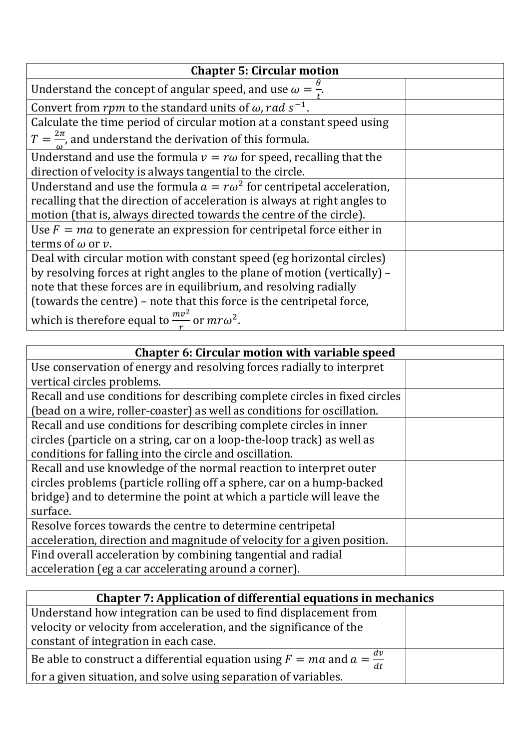| Chapter 5: Circular motion | |
|---|---|
| Understand the concept of angular speed, and use $\omega = \frac{\theta}{t}$. | |
| Convert from $rpm$ to the standard units of $\omega$, $rad\ s^{-1}$. | |
| Calculate the time period of circular motion at a constant speed using $T = \frac{2\pi}{\omega}$, and understand the derivation of this formula. | |
| Understand and use the formula $v = r\omega$ for speed, recalling that the direction of velocity is always tangential to the circle. | |
| Understand and use the formula $a = r\omega^2$ for centripetal acceleration, recalling that the direction of acceleration is always at right angles to motion (that is, always directed towards the centre of the circle). | |
| Use $F = ma$ to generate an expression for centripetal force either in terms of $\omega$ or $v$. | |
| Deal with circular motion with constant speed (eg horizontal circles) by resolving forces at right angles to the plane of motion (vertically) – note that these forces are in equilibrium, and resolving radially (towards the centre) – note that this force is the centripetal force, which is therefore equal to $\frac{mv^2}{r}$ or $mr\omega^2$. | |

| Chapter 6: Circular motion with variable speed | |
|---|---|
| Use conservation of energy and resolving forces radially to interpret vertical circles problems. | |
| Recall and use conditions for describing complete circles in fixed circles (bead on a wire, roller-coaster) as well as conditions for oscillation. | |
| Recall and use conditions for describing complete circles in inner circles (particle on a string, car on a loop-the-loop track) as well as conditions for falling into the circle and oscillation. | |
| Recall and use knowledge of the normal reaction to interpret outer circles problems (particle rolling off a sphere, car on a hump-backed bridge) and to determine the point at which a particle will leave the surface. | |
| Resolve forces towards the centre to determine centripetal acceleration, direction and magnitude of velocity for a given position. | |
| Find overall acceleration by combining tangential and radial acceleration (eg a car accelerating around a corner). | |

| Chapter 7: Application of differential equations in mechanics | |
|---|---|
| Understand how integration can be used to find displacement from velocity or velocity from acceleration, and the significance of the constant of integration in each case. | |
| Be able to construct a differential equation using $F = ma$ and $a = \frac{dv}{dt}$ for a given situation, and solve using separation of variables. | |